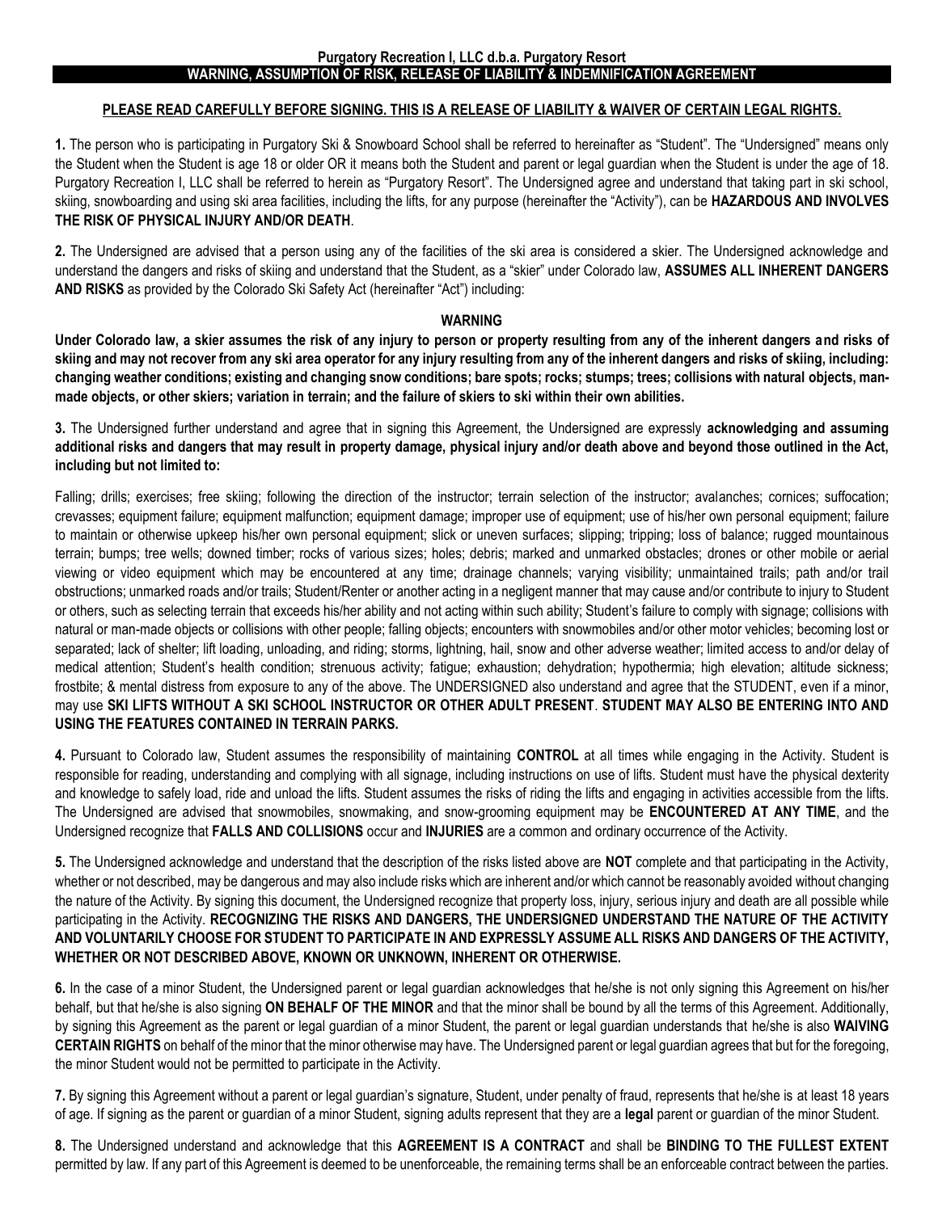**Purgatory Recreation I, LLC d.b.a. Purgatory Resort**

# WARNING, ASSUMPTION OF RISK, RELEASE OF LIABILITY & INDEMNIFICATION AGREEMENT

**PLEASE READ CAREFULLY BEFORE SIGNING. THIS IS A RELEASE OF LIABILITY & WAIVER OF CERTAIN LEGAL RIGHTS.**

**1.** The person who is participating in Purgatory Ski & Snowboard School shall be referred to hereinafter as "Student". The "Undersigned" means only the Student when the Student is age 18 or older OR it means both the Student and parent or legal guardian when the Student is under the age of 18. Purgatory Recreation I, LLC shall be referred to herein as "Purgatory Resort". The Undersigned agree and understand that taking part in ski school, skiing, snowboarding and using ski area facilities, including the lifts, for any purpose (hereinafter the "Activity"), can be **HAZARDOUS AND INVOLVES THE RISK OF PHYSICAL INJURY AND/OR DEATH**.

**2.** The Undersigned are advised that a person using any of the facilities of the ski area is considered a skier. The Undersigned acknowledge and understand the dangers and risks of skiing and understand that the Student, as a "skier" under Colorado law, **ASSUMES ALL INHERENT DANGERS AND RISKS** as provided by the Colorado Ski Safety Act (hereinafter "Act") including:

**WARNING**

**Under Colorado law, a skier assumes the risk of any injury to person or property resulting from any of the inherent dangers and risks of skiing and may not recover from any ski area operator for any injury resulting from any of the inherent dangers and risks of skiing, including: changing weather conditions; existing and changing snow conditions; bare spots; rocks; stumps; trees; collisions with natural objects, man-made objects, or other skiers; variation in terrain; and the failure of skiers to ski within their own abilities.**

**3.** The Undersigned further understand and agree that in signing this Agreement, the Undersigned are expressly **acknowledging and assuming additional risks and dangers that may result in property damage, physical injury and/or death above and beyond those outlined in the Act, including but not limited to:**

Falling; drills; exercises; free skiing; following the direction of the instructor; terrain selection of the instructor; avalanches; cornices; suffocation; crevasses; equipment failure; equipment malfunction; equipment damage; improper use of equipment; use of his/her own personal equipment; failure to maintain or otherwise upkeep his/her own personal equipment; slick or uneven surfaces; slipping; tripping; loss of balance; rugged mountainous terrain; bumps; tree wells; downed timber; rocks of various sizes; holes; debris; marked and unmarked obstacles; drones or other mobile or aerial viewing or video equipment which may be encountered at any time; drainage channels; varying visibility; unmaintained trails; path and/or trail obstructions; unmarked roads and/or trails; Student/Renter or another acting in a negligent manner that may cause and/or contribute to injury to Student or others, such as selecting terrain that exceeds his/her ability and not acting within such ability; Student's failure to comply with signage; collisions with natural or man-made objects or collisions with other people; falling objects; encounters with snowmobiles and/or other motor vehicles; becoming lost or separated; lack of shelter; lift loading, unloading, and riding; storms, lightning, hail, snow and other adverse weather; limited access to and/or delay of medical attention; Student's health condition; strenuous activity; fatigue; exhaustion; dehydration; hypothermia; high elevation; altitude sickness; frostbite; & mental distress from exposure to any of the above. The UNDERSIGNED also understand and agree that the STUDENT, even if a minor, may use **SKI LIFTS WITHOUT A SKI SCHOOL INSTRUCTOR OR OTHER ADULT PRESENT**. **STUDENT MAY ALSO BE ENTERING INTO AND USING THE FEATURES CONTAINED IN TERRAIN PARKS.**

**4.** Pursuant to Colorado law, Student assumes the responsibility of maintaining **CONTROL** at all times while engaging in the Activity. Student is responsible for reading, understanding and complying with all signage, including instructions on use of lifts. Student must have the physical dexterity and knowledge to safely load, ride and unload the lifts. Student assumes the risks of riding the lifts and engaging in activities accessible from the lifts. The Undersigned are advised that snowmobiles, snowmaking, and snow-grooming equipment may be **ENCOUNTERED AT ANY TIME**, and the Undersigned recognize that **FALLS AND COLLISIONS** occur and **INJURIES** are a common and ordinary occurrence of the Activity.

**5.** The Undersigned acknowledge and understand that the description of the risks listed above are **NOT** complete and that participating in the Activity, whether or not described, may be dangerous and may also include risks which are inherent and/or which cannot be reasonably avoided without changing the nature of the Activity. By signing this document, the Undersigned recognize that property loss, injury, serious injury and death are all possible while participating in the Activity. **RECOGNIZING THE RISKS AND DANGERS, THE UNDERSIGNED UNDERSTAND THE NATURE OF THE ACTIVITY AND VOLUNTARILY CHOOSE FOR STUDENT TO PARTICIPATE IN AND EXPRESSLY ASSUME ALL RISKS AND DANGERS OF THE ACTIVITY, WHETHER OR NOT DESCRIBED ABOVE, KNOWN OR UNKNOWN, INHERENT OR OTHERWISE.**

**6.** In the case of a minor Student, the Undersigned parent or legal guardian acknowledges that he/she is not only signing this Agreement on his/her behalf, but that he/she is also signing **ON BEHALF OF THE MINOR** and that the minor shall be bound by all the terms of this Agreement. Additionally, by signing this Agreement as the parent or legal guardian of a minor Student, the parent or legal guardian understands that he/she is also **WAIVING CERTAIN RIGHTS** on behalf of the minor that the minor otherwise may have. The Undersigned parent or legal guardian agrees that but for the foregoing, the minor Student would not be permitted to participate in the Activity.

**7.** By signing this Agreement without a parent or legal guardian's signature, Student, under penalty of fraud, represents that he/she is at least 18 years of age. If signing as the parent or guardian of a minor Student, signing adults represent that they are a **legal** parent or guardian of the minor Student.

**8.** The Undersigned understand and acknowledge that this **AGREEMENT IS A CONTRACT** and shall be **BINDING TO THE FULLEST EXTENT** permitted by law. If any part of this Agreement is deemed to be unenforceable, the remaining terms shall be an enforceable contract between the parties.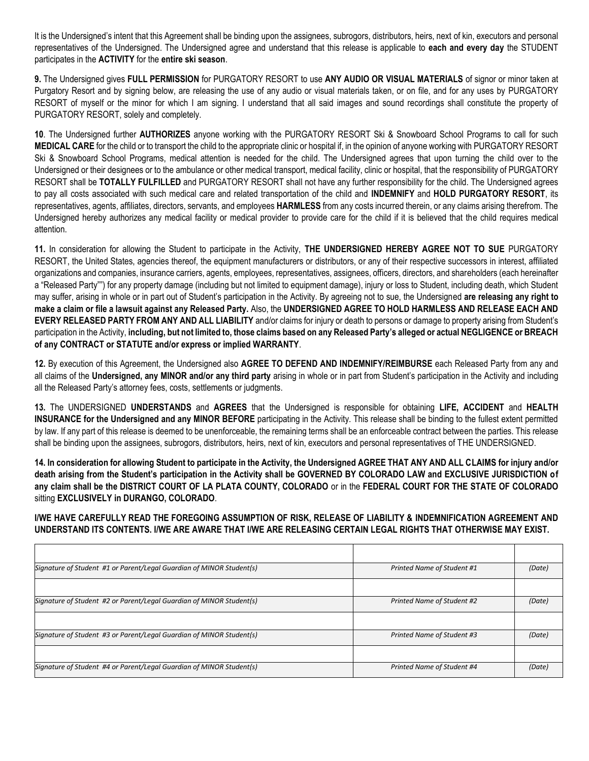It is the Undersigned's intent that this Agreement shall be binding upon the assignees, subrogors, distributors, heirs, next of kin, executors and personal representatives of the Undersigned. The Undersigned agree and understand that this release is applicable to **each and every day** the STUDENT participates in the **ACTIVITY** for the **entire ski season**.

**9.** The Undersigned gives **FULL PERMISSION** for PURGATORY RESORT to use **ANY AUDIO OR VISUAL MATERIALS** of signor or minor taken at Purgatory Resort and by signing below, are releasing the use of any audio or visual materials taken, or on file, and for any uses by PURGATORY RESORT of myself or the minor for which I am signing. I understand that all said images and sound recordings shall constitute the property of PURGATORY RESORT, solely and completely.

**10**. The Undersigned further **AUTHORIZES** anyone working with the PURGATORY RESORT Ski & Snowboard School Programs to call for such **MEDICAL CARE** for the child or to transport the child to the appropriate clinic or hospital if, in the opinion of anyone working with PURGATORY RESORT Ski & Snowboard School Programs, medical attention is needed for the child. The Undersigned agrees that upon turning the child over to the Undersigned or their designees or to the ambulance or other medical transport, medical facility, clinic or hospital, that the responsibility of PURGATORY RESORT shall be **TOTALLY FULFILLED** and PURGATORY RESORT shall not have any further responsibility for the child. The Undersigned agrees to pay all costs associated with such medical care and related transportation of the child and **INDEMNIFY** and **HOLD PURGATORY RESORT**, its representatives, agents, affiliates, directors, servants, and employees **HARMLESS** from any costs incurred therein, or any claims arising therefrom. The Undersigned hereby authorizes any medical facility or medical provider to provide care for the child if it is believed that the child requires medical attention.

**11.** In consideration for allowing the Student to participate in the Activity, **THE UNDERSIGNED HEREBY AGREE NOT TO SUE** PURGATORY RESORT, the United States, agencies thereof, the equipment manufacturers or distributors, or any of their respective successors in interest, affiliated organizations and companies, insurance carriers, agents, employees, representatives, assignees, officers, directors, and shareholders (each hereinafter a "Released Party"") for any property damage (including but not limited to equipment damage), injury or loss to Student, including death, which Student may suffer, arising in whole or in part out of Student's participation in the Activity. By agreeing not to sue, the Undersigned **are releasing any right to make a claim or file a lawsuit against any Released Party.** Also, the **UNDERSIGNED AGREE TO HOLD HARMLESS AND RELEASE EACH AND EVERY RELEASED PARTY FROM ANY AND ALL LIABILITY** and/or claims for injury or death to persons or damage to property arising from Student's participation in the Activity, **including, but not limited to, those claims based on any Released Party's alleged or actual NEGLIGENCE or BREACH of any CONTRACT or STATUTE and/or express or implied WARRANTY**.

**12.** By execution of this Agreement, the Undersigned also **AGREE TO DEFEND AND INDEMNIFY/REIMBURSE** each Released Party from any and all claims of the **Undersigned, any MINOR and/or any third party** arising in whole or in part from Student's participation in the Activity and including all the Released Party's attorney fees, costs, settlements or judgments.

**13.** The UNDERSIGNED **UNDERSTANDS** and **AGREES** that the Undersigned is responsible for obtaining **LIFE, ACCIDENT** and **HEALTH INSURANCE for the Undersigned and any MINOR BEFORE** participating in the Activity. This release shall be binding to the fullest extent permitted by law. If any part of this release is deemed to be unenforceable, the remaining terms shall be an enforceable contract between the parties. This release shall be binding upon the assignees, subrogors, distributors, heirs, next of kin, executors and personal representatives of THE UNDERSIGNED.

**14. In consideration for allowing Student to participate in the Activity, the Undersigned AGREE THAT ANY AND ALL CLAIMS for injury and/or death arising from the Student's participation in the Activity shall be GOVERNED BY COLORADO LAW and EXCLUSIVE JURISDICTION of any claim shall be the DISTRICT COURT OF LA PLATA COUNTY, COLORADO** or in the **FEDERAL COURT FOR THE STATE OF COLORADO** sitting **EXCLUSIVELY in DURANGO, COLORADO**.

**I/WE HAVE CAREFULLY READ THE FOREGOING ASSUMPTION OF RISK, RELEASE OF LIABILITY & INDEMNIFICATION AGREEMENT AND UNDERSTAND ITS CONTENTS. I/WE ARE AWARE THAT I/WE ARE RELEASING CERTAIN LEGAL RIGHTS THAT OTHERWISE MAY EXIST.**

| | | |
|---|---|---|
| | | |
| *Signature of Student #1 or Parent/Legal Guardian of MINOR Student(s)* | *Printed Name of Student #1* | *(Date)* |
| | | |
| *Signature of Student #2 or Parent/Legal Guardian of MINOR Student(s)* | *Printed Name of Student #2* | *(Date)* |
| | | |
| *Signature of Student #3 or Parent/Legal Guardian of MINOR Student(s)* | *Printed Name of Student #3* | *(Date)* |
| | | |
| *Signature of Student #4 or Parent/Legal Guardian of MINOR Student(s)* | *Printed Name of Student #4* | *(Date)* |